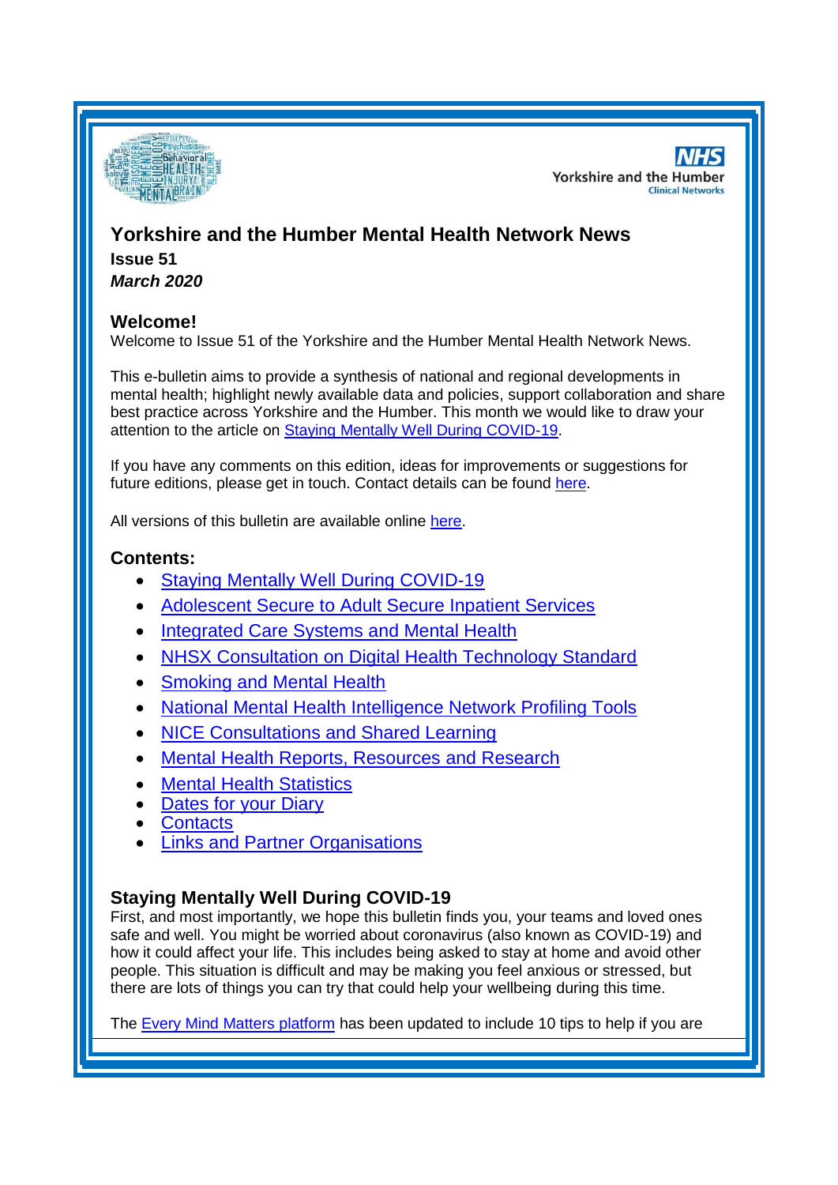# Yorkshire and the Humber Mental Health Network News

**Issue 51**

***March 2020***

## Welcome!

Welcome to Issue 51 of the Yorkshire and the Humber Mental Health Network News.

This e-bulletin aims to provide a synthesis of national and regional developments in mental health; highlight newly available data and policies, support collaboration and share best practice across Yorkshire and the Humber. This month we would like to draw your attention to the article on Staying Mentally Well During COVID-19.

If you have any comments on this edition, ideas for improvements or suggestions for future editions, please get in touch. Contact details can be found here.

All versions of this bulletin are available online here.

## Contents:

- Staying Mentally Well During COVID-19
- Adolescent Secure to Adult Secure Inpatient Services
- Integrated Care Systems and Mental Health
- NHSX Consultation on Digital Health Technology Standard
- Smoking and Mental Health
- National Mental Health Intelligence Network Profiling Tools
- NICE Consultations and Shared Learning
- Mental Health Reports, Resources and Research
- Mental Health Statistics
- Dates for your Diary
- Contacts
- Links and Partner Organisations

## Staying Mentally Well During COVID-19

First, and most importantly, we hope this bulletin finds you, your teams and loved ones safe and well. You might be worried about coronavirus (also known as COVID-19) and how it could affect your life. This includes being asked to stay at home and avoid other people. This situation is difficult and may be making you feel anxious or stressed, but there are lots of things you can try that could help your wellbeing during this time.

The Every Mind Matters platform has been updated to include 10 tips to help if you are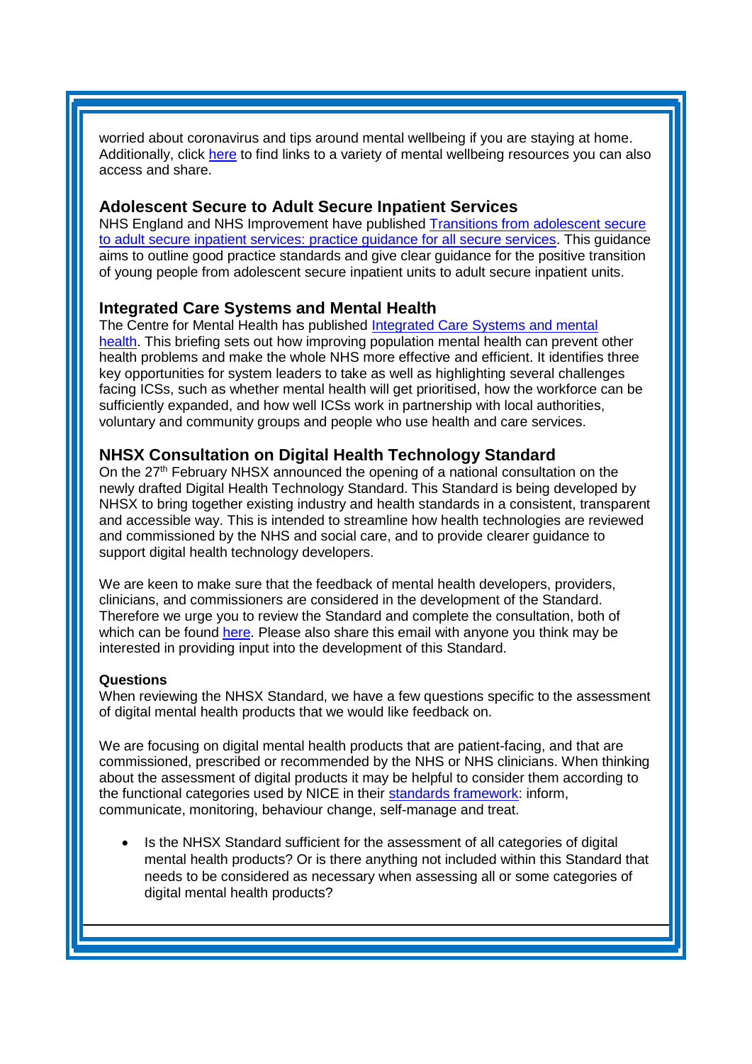worried about coronavirus and tips around mental wellbeing if you are staying at home. Additionally, click here to find links to a variety of mental wellbeing resources you can also access and share.

### Adolescent Secure to Adult Secure Inpatient Services

NHS England and NHS Improvement have published Transitions from adolescent secure to adult secure inpatient services: practice guidance for all secure services. This guidance aims to outline good practice standards and give clear guidance for the positive transition of young people from adolescent secure inpatient units to adult secure inpatient units.

### Integrated Care Systems and Mental Health

The Centre for Mental Health has published Integrated Care Systems and mental health. This briefing sets out how improving population mental health can prevent other health problems and make the whole NHS more effective and efficient. It identifies three key opportunities for system leaders to take as well as highlighting several challenges facing ICSs, such as whether mental health will get prioritised, how the workforce can be sufficiently expanded, and how well ICSs work in partnership with local authorities, voluntary and community groups and people who use health and care services.

### NHSX Consultation on Digital Health Technology Standard

On the 27th February NHSX announced the opening of a national consultation on the newly drafted Digital Health Technology Standard. This Standard is being developed by NHSX to bring together existing industry and health standards in a consistent, transparent and accessible way. This is intended to streamline how health technologies are reviewed and commissioned by the NHS and social care, and to provide clearer guidance to support digital health technology developers.

We are keen to make sure that the feedback of mental health developers, providers, clinicians, and commissioners are considered in the development of the Standard. Therefore we urge you to review the Standard and complete the consultation, both of which can be found here. Please also share this email with anyone you think may be interested in providing input into the development of this Standard.

**Questions**

When reviewing the NHSX Standard, we have a few questions specific to the assessment of digital mental health products that we would like feedback on.

We are focusing on digital mental health products that are patient-facing, and that are commissioned, prescribed or recommended by the NHS or NHS clinicians. When thinking about the assessment of digital products it may be helpful to consider them according to the functional categories used by NICE in their standards framework: inform, communicate, monitoring, behaviour change, self-manage and treat.

- Is the NHSX Standard sufficient for the assessment of all categories of digital mental health products? Or is there anything not included within this Standard that needs to be considered as necessary when assessing all or some categories of digital mental health products?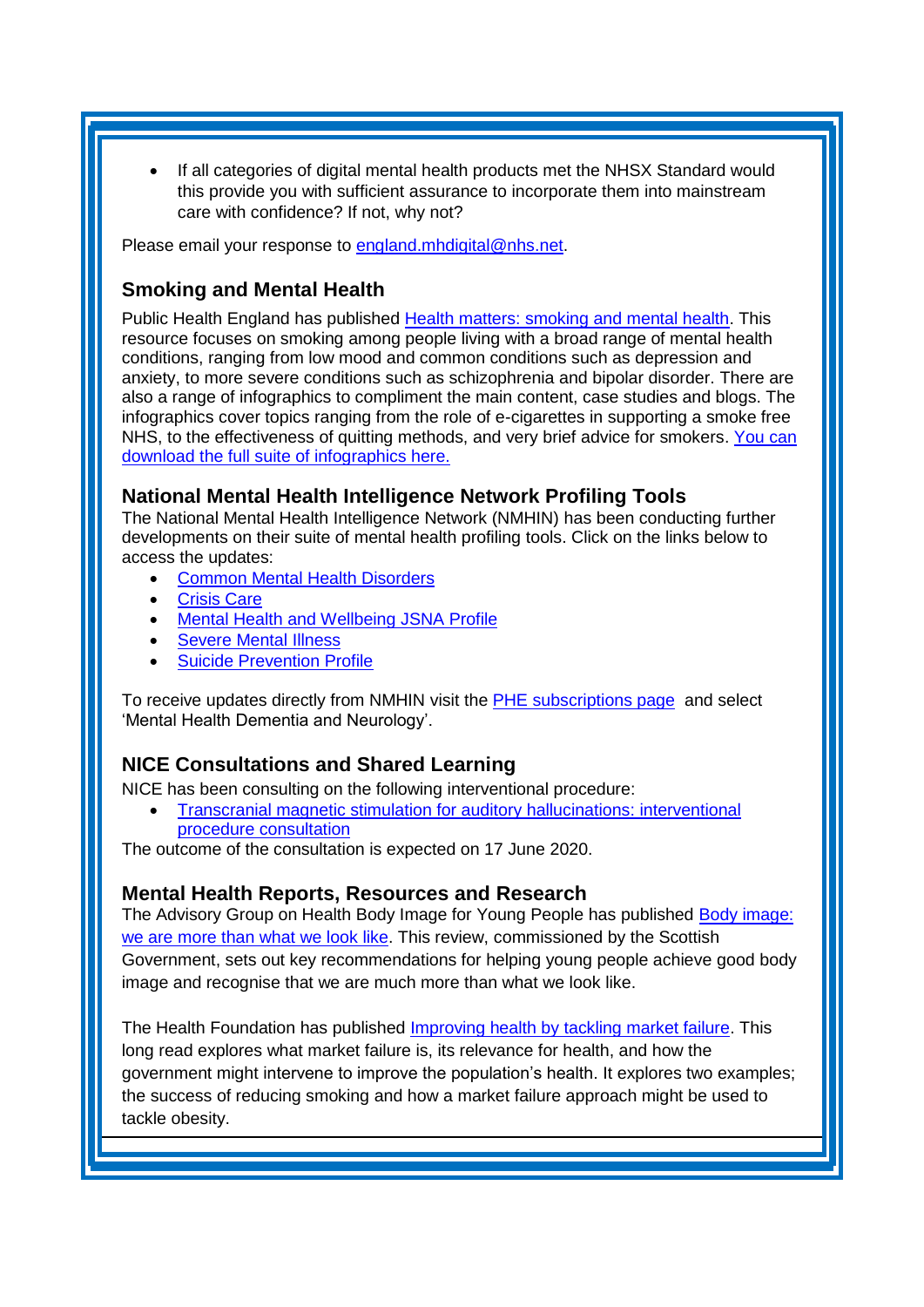- If all categories of digital mental health products met the NHSX Standard would this provide you with sufficient assurance to incorporate them into mainstream care with confidence? If not, why not?

Please email your response to england.mhdigital@nhs.net.

## Smoking and Mental Health

Public Health England has published Health matters: smoking and mental health. This resource focuses on smoking among people living with a broad range of mental health conditions, ranging from low mood and common conditions such as depression and anxiety, to more severe conditions such as schizophrenia and bipolar disorder. There are also a range of infographics to compliment the main content, case studies and blogs. The infographics cover topics ranging from the role of e-cigarettes in supporting a smoke free NHS, to the effectiveness of quitting methods, and very brief advice for smokers. You can download the full suite of infographics here.

## National Mental Health Intelligence Network Profiling Tools

The National Mental Health Intelligence Network (NMHIN) has been conducting further developments on their suite of mental health profiling tools. Click on the links below to access the updates:

- Common Mental Health Disorders
- Crisis Care
- Mental Health and Wellbeing JSNA Profile
- Severe Mental Illness
- Suicide Prevention Profile

To receive updates directly from NMHIN visit the PHE subscriptions page and select 'Mental Health Dementia and Neurology'.

## NICE Consultations and Shared Learning

NICE has been consulting on the following interventional procedure:

- Transcranial magnetic stimulation for auditory hallucinations: interventional procedure consultation

The outcome of the consultation is expected on 17 June 2020.

## Mental Health Reports, Resources and Research

The Advisory Group on Health Body Image for Young People has published Body image: we are more than what we look like. This review, commissioned by the Scottish Government, sets out key recommendations for helping young people achieve good body image and recognise that we are much more than what we look like.

The Health Foundation has published Improving health by tackling market failure. This long read explores what market failure is, its relevance for health, and how the government might intervene to improve the population's health. It explores two examples; the success of reducing smoking and how a market failure approach might be used to tackle obesity.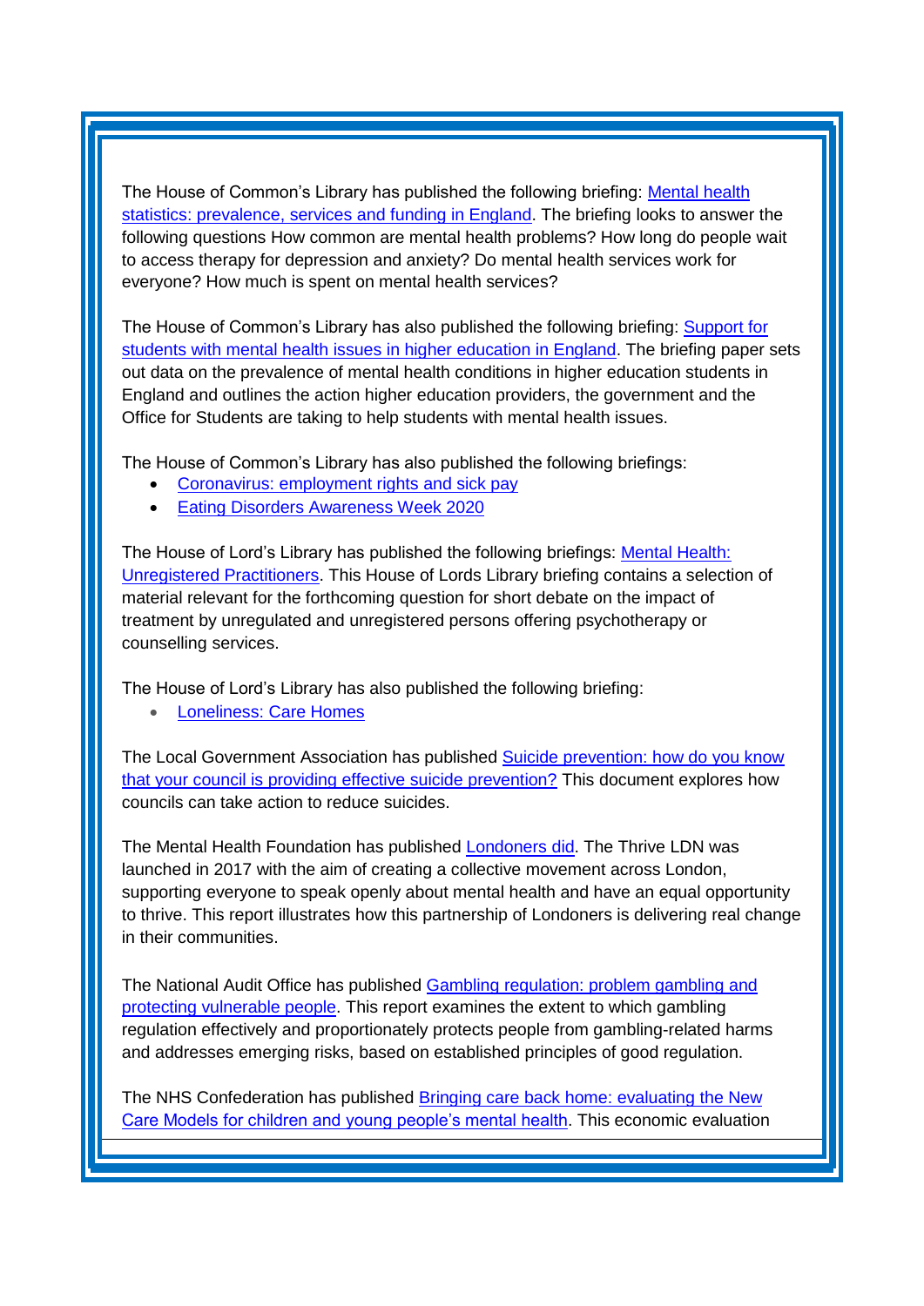The House of Common's Library has published the following briefing: Mental health statistics: prevalence, services and funding in England. The briefing looks to answer the following questions How common are mental health problems? How long do people wait to access therapy for depression and anxiety? Do mental health services work for everyone? How much is spent on mental health services?

The House of Common's Library has also published the following briefing: Support for students with mental health issues in higher education in England. The briefing paper sets out data on the prevalence of mental health conditions in higher education students in England and outlines the action higher education providers, the government and the Office for Students are taking to help students with mental health issues.

The House of Common's Library has also published the following briefings:

- Coronavirus: employment rights and sick pay
- Eating Disorders Awareness Week 2020

The House of Lord's Library has published the following briefings: Mental Health: Unregistered Practitioners. This House of Lords Library briefing contains a selection of material relevant for the forthcoming question for short debate on the impact of treatment by unregulated and unregistered persons offering psychotherapy or counselling services.

The House of Lord's Library has also published the following briefing:

- Loneliness: Care Homes

The Local Government Association has published Suicide prevention: how do you know that your council is providing effective suicide prevention? This document explores how councils can take action to reduce suicides.

The Mental Health Foundation has published Londoners did. The Thrive LDN was launched in 2017 with the aim of creating a collective movement across London, supporting everyone to speak openly about mental health and have an equal opportunity to thrive. This report illustrates how this partnership of Londoners is delivering real change in their communities.

The National Audit Office has published Gambling regulation: problem gambling and protecting vulnerable people. This report examines the extent to which gambling regulation effectively and proportionately protects people from gambling-related harms and addresses emerging risks, based on established principles of good regulation.

The NHS Confederation has published Bringing care back home: evaluating the New Care Models for children and young people's mental health. This economic evaluation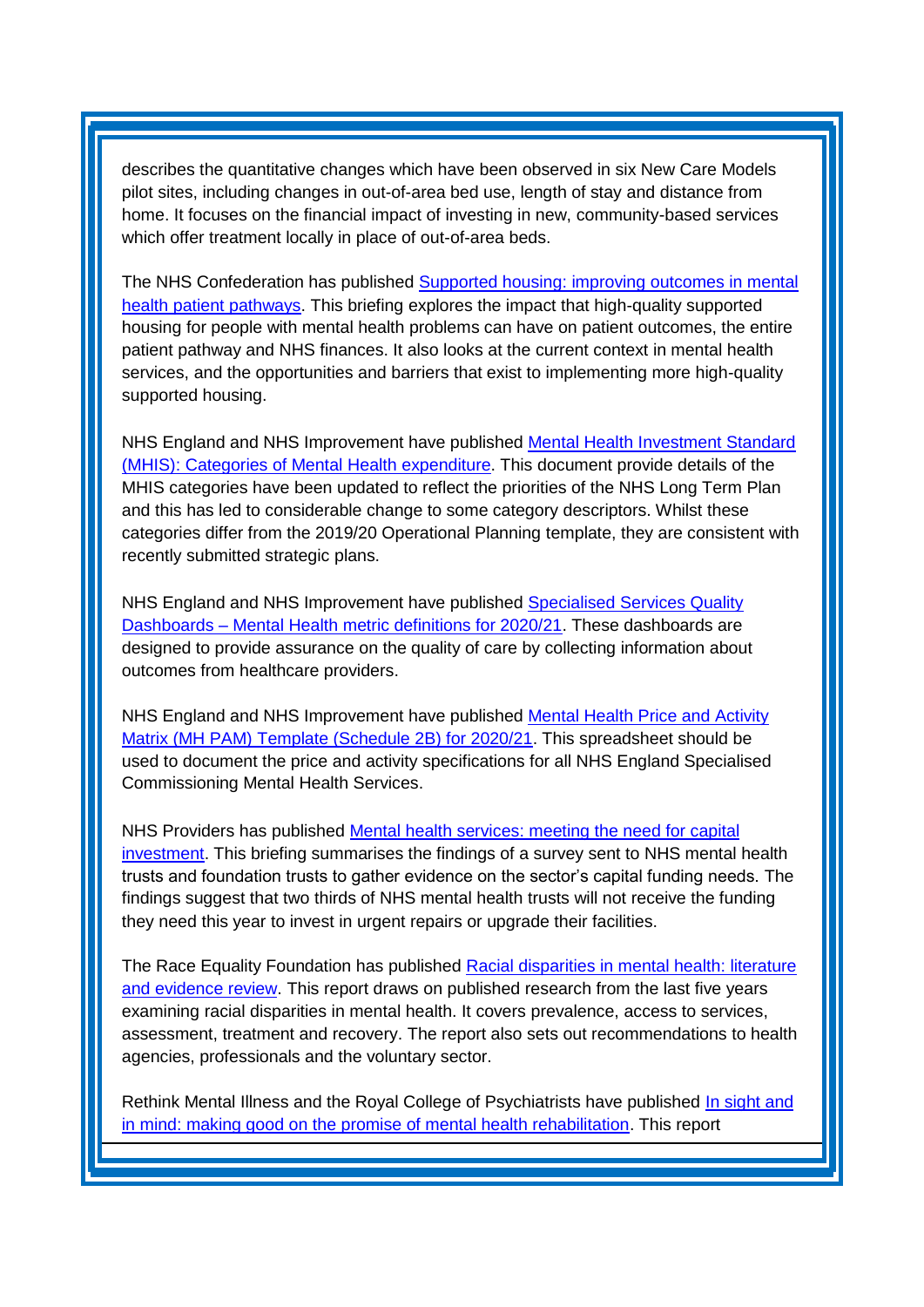describes the quantitative changes which have been observed in six New Care Models pilot sites, including changes in out-of-area bed use, length of stay and distance from home. It focuses on the financial impact of investing in new, community-based services which offer treatment locally in place of out-of-area beds.

The NHS Confederation has published Supported housing: improving outcomes in mental health patient pathways. This briefing explores the impact that high-quality supported housing for people with mental health problems can have on patient outcomes, the entire patient pathway and NHS finances. It also looks at the current context in mental health services, and the opportunities and barriers that exist to implementing more high-quality supported housing.

NHS England and NHS Improvement have published Mental Health Investment Standard (MHIS): Categories of Mental Health expenditure. This document provide details of the MHIS categories have been updated to reflect the priorities of the NHS Long Term Plan and this has led to considerable change to some category descriptors. Whilst these categories differ from the 2019/20 Operational Planning template, they are consistent with recently submitted strategic plans.

NHS England and NHS Improvement have published Specialised Services Quality Dashboards – Mental Health metric definitions for 2020/21. These dashboards are designed to provide assurance on the quality of care by collecting information about outcomes from healthcare providers.

NHS England and NHS Improvement have published Mental Health Price and Activity Matrix (MH PAM) Template (Schedule 2B) for 2020/21. This spreadsheet should be used to document the price and activity specifications for all NHS England Specialised Commissioning Mental Health Services.

NHS Providers has published Mental health services: meeting the need for capital investment. This briefing summarises the findings of a survey sent to NHS mental health trusts and foundation trusts to gather evidence on the sector's capital funding needs. The findings suggest that two thirds of NHS mental health trusts will not receive the funding they need this year to invest in urgent repairs or upgrade their facilities.

The Race Equality Foundation has published Racial disparities in mental health: literature and evidence review. This report draws on published research from the last five years examining racial disparities in mental health. It covers prevalence, access to services, assessment, treatment and recovery. The report also sets out recommendations to health agencies, professionals and the voluntary sector.

Rethink Mental Illness and the Royal College of Psychiatrists have published In sight and in mind: making good on the promise of mental health rehabilitation. This report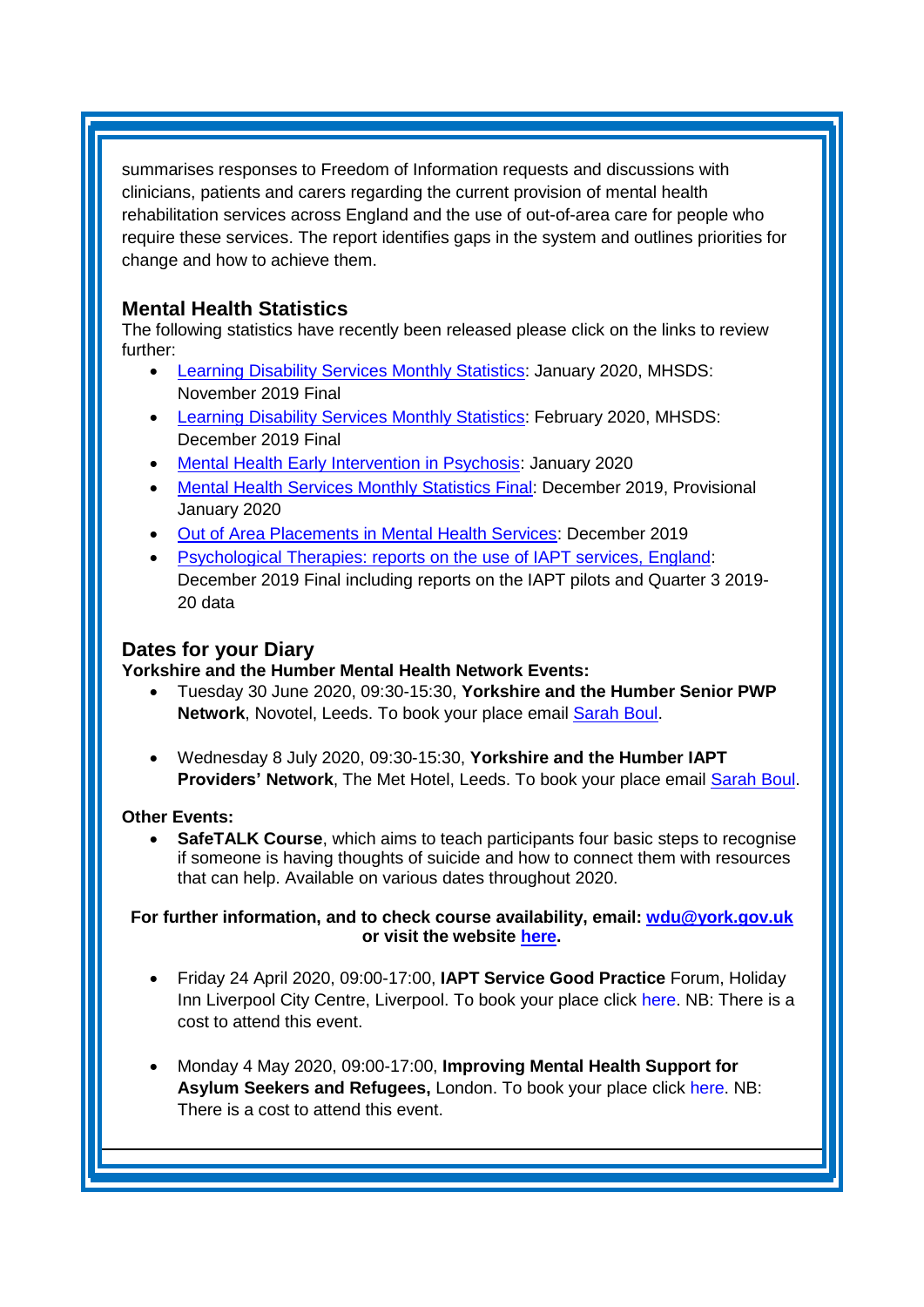summarises responses to Freedom of Information requests and discussions with clinicians, patients and carers regarding the current provision of mental health rehabilitation services across England and the use of out-of-area care for people who require these services. The report identifies gaps in the system and outlines priorities for change and how to achieve them.

## Mental Health Statistics

The following statistics have recently been released please click on the links to review further:

- Learning Disability Services Monthly Statistics: January 2020, MHSDS: November 2019 Final
- Learning Disability Services Monthly Statistics: February 2020, MHSDS: December 2019 Final
- Mental Health Early Intervention in Psychosis: January 2020
- Mental Health Services Monthly Statistics Final: December 2019, Provisional January 2020
- Out of Area Placements in Mental Health Services: December 2019
- Psychological Therapies: reports on the use of IAPT services, England: December 2019 Final including reports on the IAPT pilots and Quarter 3 2019-20 data

## Dates for your Diary

**Yorkshire and the Humber Mental Health Network Events:**

- Tuesday 30 June 2020, 09:30-15:30, **Yorkshire and the Humber Senior PWP Network**, Novotel, Leeds. To book your place email Sarah Boul.

- Wednesday 8 July 2020, 09:30-15:30, **Yorkshire and the Humber IAPT Providers' Network**, The Met Hotel, Leeds. To book your place email Sarah Boul.

**Other Events:**

- **SafeTALK Course**, which aims to teach participants four basic steps to recognise if someone is having thoughts of suicide and how to connect them with resources that can help. Available on various dates throughout 2020.

**For further information, and to check course availability, email: wdu@york.gov.uk or visit the website here.**

- Friday 24 April 2020, 09:00-17:00, **IAPT Service Good Practice** Forum, Holiday Inn Liverpool City Centre, Liverpool. To book your place click here. NB: There is a cost to attend this event.

- Monday 4 May 2020, 09:00-17:00, **Improving Mental Health Support for Asylum Seekers and Refugees,** London. To book your place click here. NB: There is a cost to attend this event.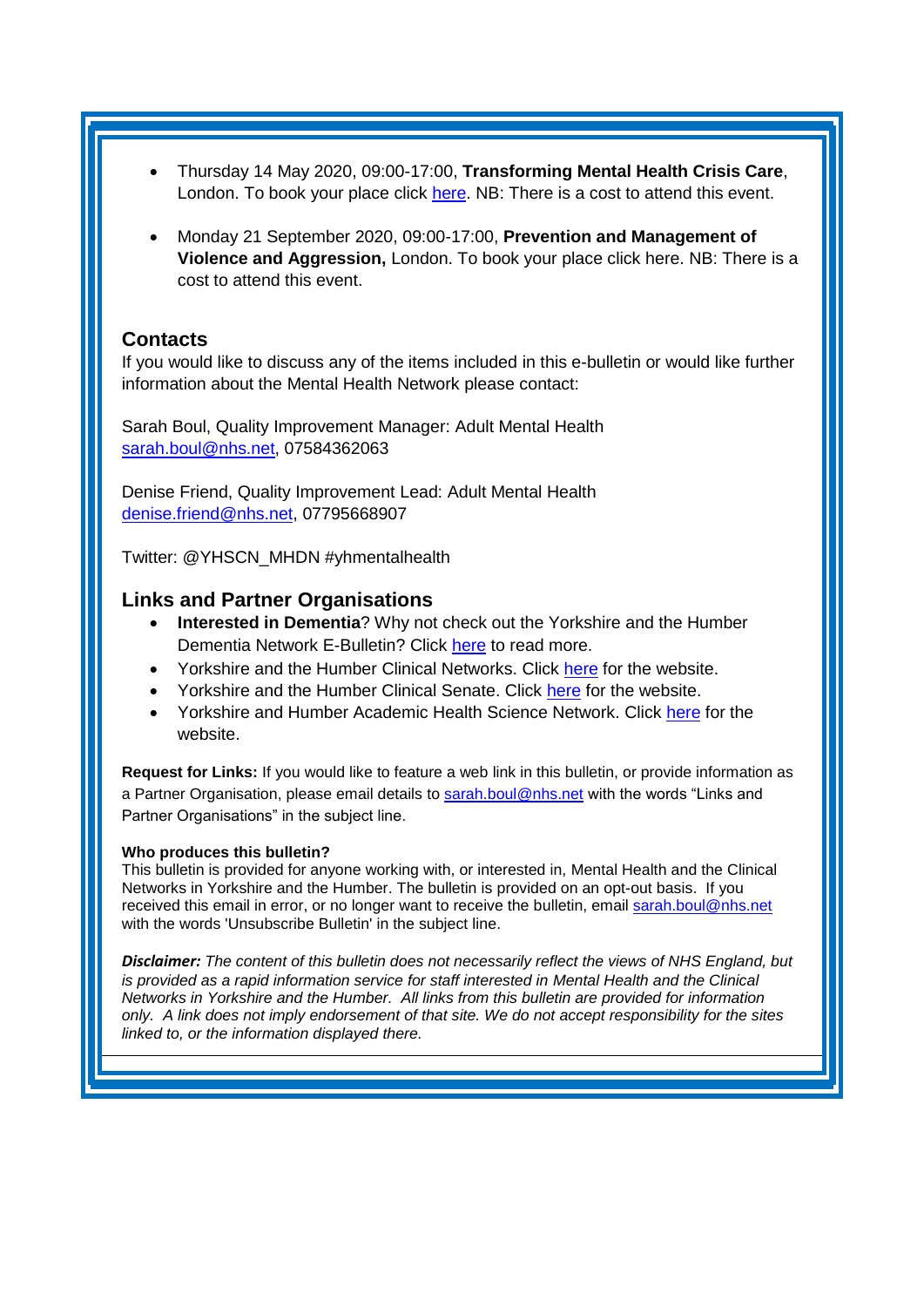- Thursday 14 May 2020, 09:00-17:00, **Transforming Mental Health Crisis Care**, London. To book your place click here. NB: There is a cost to attend this event.

- Monday 21 September 2020, 09:00-17:00, **Prevention and Management of Violence and Aggression,** London. To book your place click here. NB: There is a cost to attend this event.

## Contacts

If you would like to discuss any of the items included in this e-bulletin or would like further information about the Mental Health Network please contact:

Sarah Boul, Quality Improvement Manager: Adult Mental Health
sarah.boul@nhs.net, 07584362063

Denise Friend, Quality Improvement Lead: Adult Mental Health
denise.friend@nhs.net, 07795668907

Twitter: @YHSCN_MHDN #yhmentalhealth

## Links and Partner Organisations

- **Interested in Dementia**? Why not check out the Yorkshire and the Humber Dementia Network E-Bulletin? Click here to read more.
- Yorkshire and the Humber Clinical Networks. Click here for the website.
- Yorkshire and the Humber Clinical Senate. Click here for the website.
- Yorkshire and Humber Academic Health Science Network. Click here for the website.

**Request for Links:** If you would like to feature a web link in this bulletin, or provide information as a Partner Organisation, please email details to sarah.boul@nhs.net with the words "Links and Partner Organisations" in the subject line.

**Who produces this bulletin?**
This bulletin is provided for anyone working with, or interested in, Mental Health and the Clinical Networks in Yorkshire and the Humber. The bulletin is provided on an opt-out basis. If you received this email in error, or no longer want to receive the bulletin, email sarah.boul@nhs.net with the words 'Unsubscribe Bulletin' in the subject line.

***Disclaimer:*** *The content of this bulletin does not necessarily reflect the views of NHS England, but is provided as a rapid information service for staff interested in Mental Health and the Clinical Networks in Yorkshire and the Humber. All links from this bulletin are provided for information only. A link does not imply endorsement of that site. We do not accept responsibility for the sites linked to, or the information displayed there.*